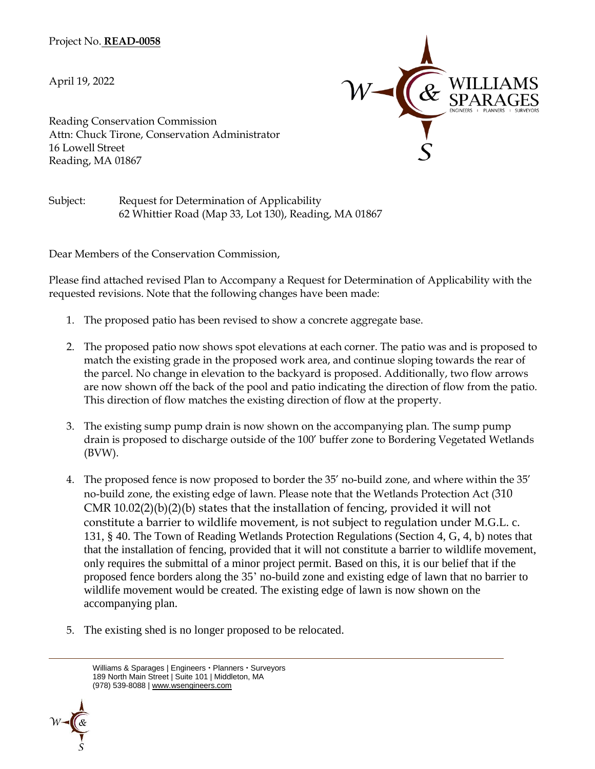Project No. **READ-0058**

April 19, 2022

Reading Conservation Commission
Attn: Chuck Tirone, Conservation Administrator
16 Lowell Street
Reading, MA 01867

Subject: Request for Determination of Applicability
62 Whittier Road (Map 33, Lot 130), Reading, MA 01867

Dear Members of the Conservation Commission,

Please find attached revised Plan to Accompany a Request for Determination of Applicability with the requested revisions. Note that the following changes have been made:

1. The proposed patio has been revised to show a concrete aggregate base.

2. The proposed patio now shows spot elevations at each corner. The patio was and is proposed to match the existing grade in the proposed work area, and continue sloping towards the rear of the parcel. No change in elevation to the backyard is proposed. Additionally, two flow arrows are now shown off the back of the pool and patio indicating the direction of flow from the patio. This direction of flow matches the existing direction of flow at the property.

3. The existing sump pump drain is now shown on the accompanying plan. The sump pump drain is proposed to discharge outside of the 100′ buffer zone to Bordering Vegetated Wetlands (BVW).

4. The proposed fence is now proposed to border the 35′ no-build zone, and where within the 35′ no-build zone, the existing edge of lawn. Please note that the Wetlands Protection Act (310 CMR 10.02(2)(b)(2)(b) states that the installation of fencing, provided it will not constitute a barrier to wildlife movement, is not subject to regulation under M.G.L. c. 131, § 40. The Town of Reading Wetlands Protection Regulations (Section 4, G, 4, b) notes that that the installation of fencing, provided that it will not constitute a barrier to wildlife movement, only requires the submittal of a minor project permit. Based on this, it is our belief that if the proposed fence borders along the 35' no-build zone and existing edge of lawn that no barrier to wildlife movement would be created. The existing edge of lawn is now shown on the accompanying plan.

5. The existing shed is no longer proposed to be relocated.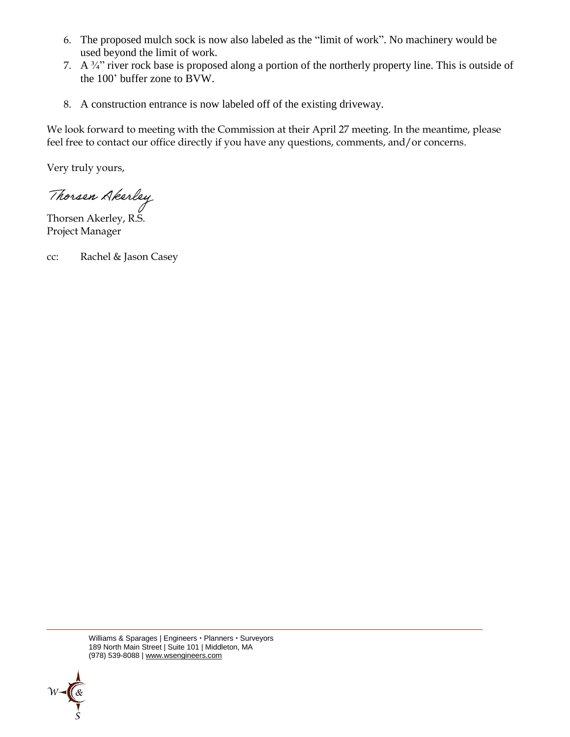6. The proposed mulch sock is now also labeled as the "limit of work". No machinery would be used beyond the limit of work.
7. A ¾" river rock base is proposed along a portion of the northerly property line. This is outside of the 100' buffer zone to BVW.
8. A construction entrance is now labeled off of the existing driveway.

We look forward to meeting with the Commission at their April 27 meeting. In the meantime, please feel free to contact our office directly if you have any questions, comments, and/or concerns.

Very truly yours,

Thorsen Akerley

Thorsen Akerley, R.S.
Project Manager

cc: Rachel & Jason Casey